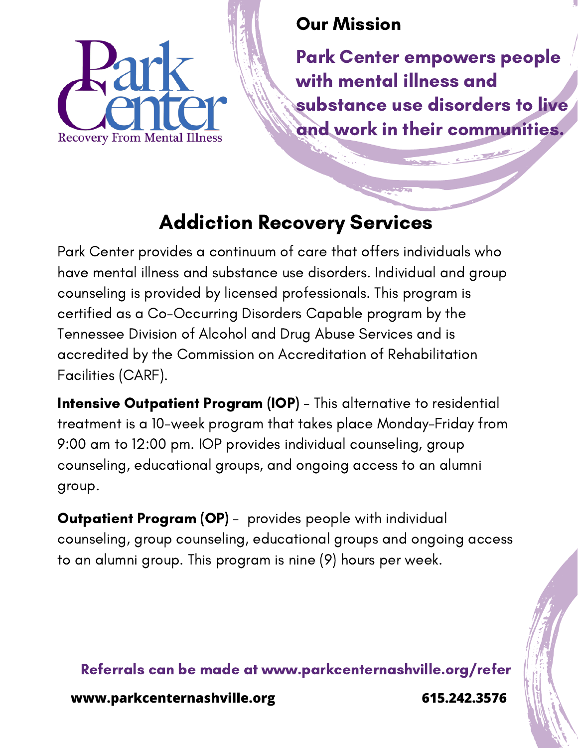Park Center
Recovery From Mental Illness

## Our Mission

**Park Center empowers people with mental illness and substance use disorders to live and work in their communities.**

# Addiction Recovery Services

Park Center provides a continuum of care that offers individuals who have mental illness and substance use disorders. Individual and group counseling is provided by licensed professionals. This program is certified as a Co-Occurring Disorders Capable program by the Tennessee Division of Alcohol and Drug Abuse Services and is accredited by the Commission on Accreditation of Rehabilitation Facilities (CARF).

**Intensive Outpatient Program (IOP)** - This alternative to residential treatment is a 10-week program that takes place Monday-Friday from 9:00 am to 12:00 pm. IOP provides individual counseling, group counseling, educational groups, and ongoing access to an alumni group.

**Outpatient Program (OP)** - provides people with individual counseling, group counseling, educational groups and ongoing access to an alumni group. This program is nine (9) hours per week.

**Referrals can be made at www.parkcenternashville.org/refer**

**www.parkcenternashville.org** **615.242.3576**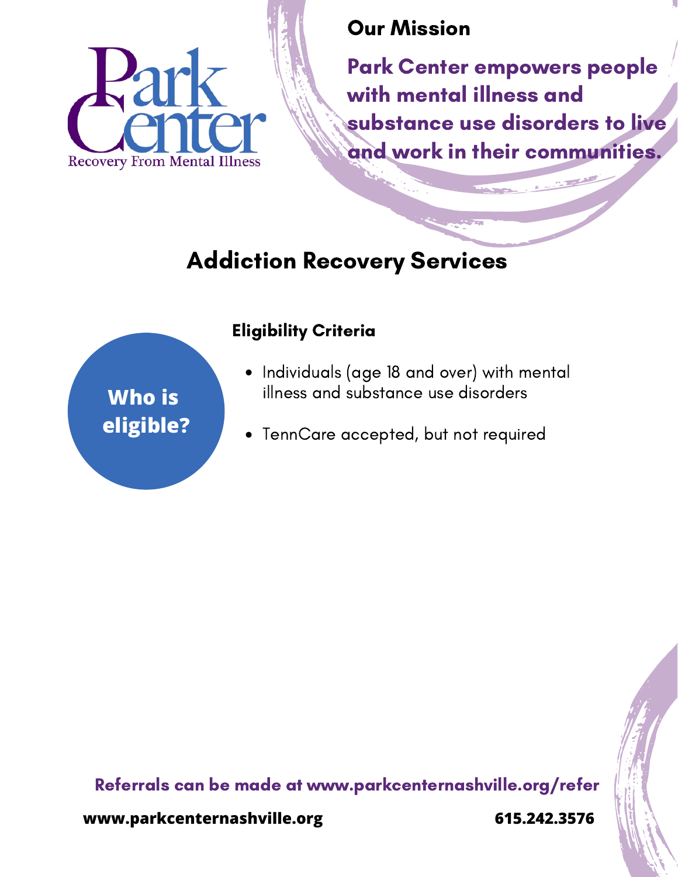Park Center

Recovery From Mental Illness

## Our Mission

**Park Center empowers people with mental illness and substance use disorders to live and work in their communities.**

# Addiction Recovery Services

**Who is eligible?**

### Eligibility Criteria

- Individuals (age 18 and over) with mental illness and substance use disorders
- TennCare accepted, but not required

**Referrals can be made at www.parkcenternashville.org/refer**

**www.parkcenternashville.org** **615.242.3576**